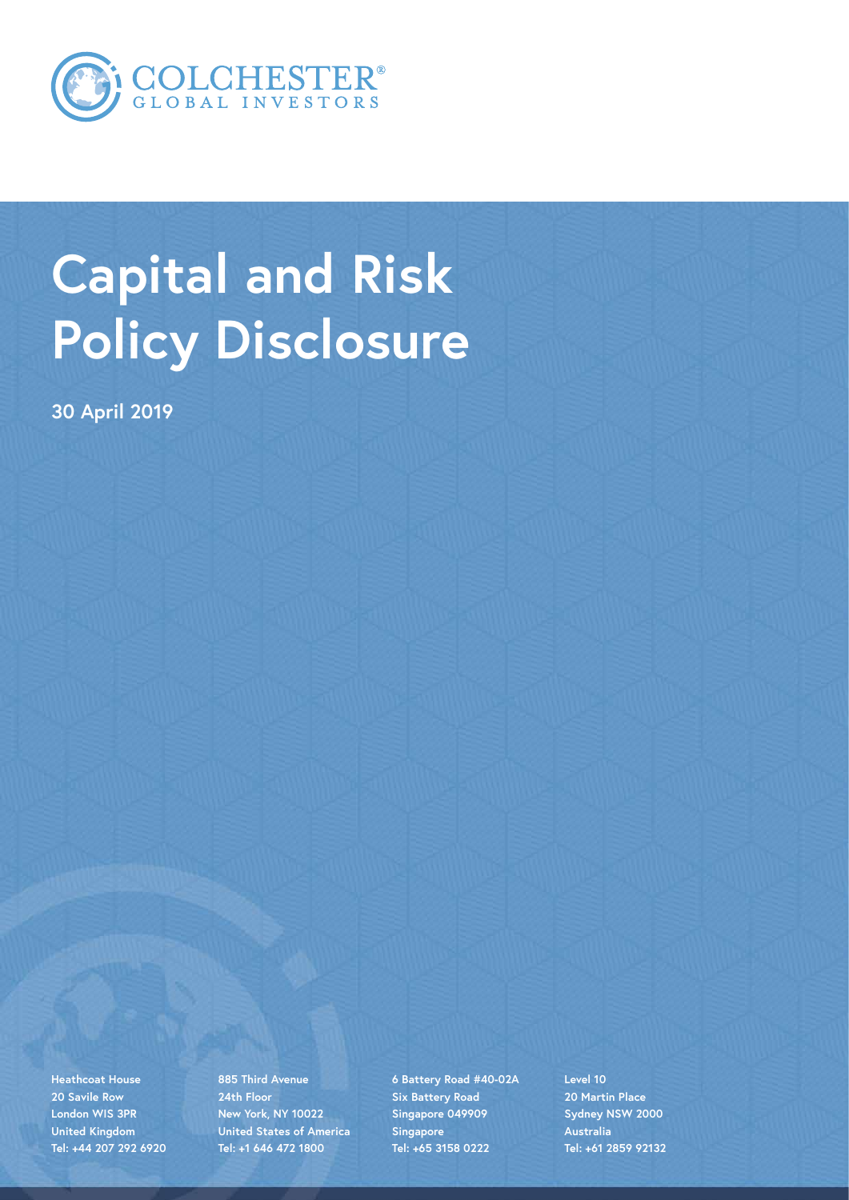COLCHESTER®
GLOBAL INVESTORS

# Capital and Risk Policy Disclosure

**30 April 2019**

Heathcoat House
20 Savile Row
London WIS 3PR
United Kingdom
Tel: +44 207 292 6920

885 Third Avenue
24th Floor
New York, NY 10022
United States of America
Tel: +1 646 472 1800

6 Battery Road #40-02A
Six Battery Road
Singapore 049909
Singapore
Tel: +65 3158 0222

Level 10
20 Martin Place
Sydney NSW 2000
Australia
Tel: +61 2859 92132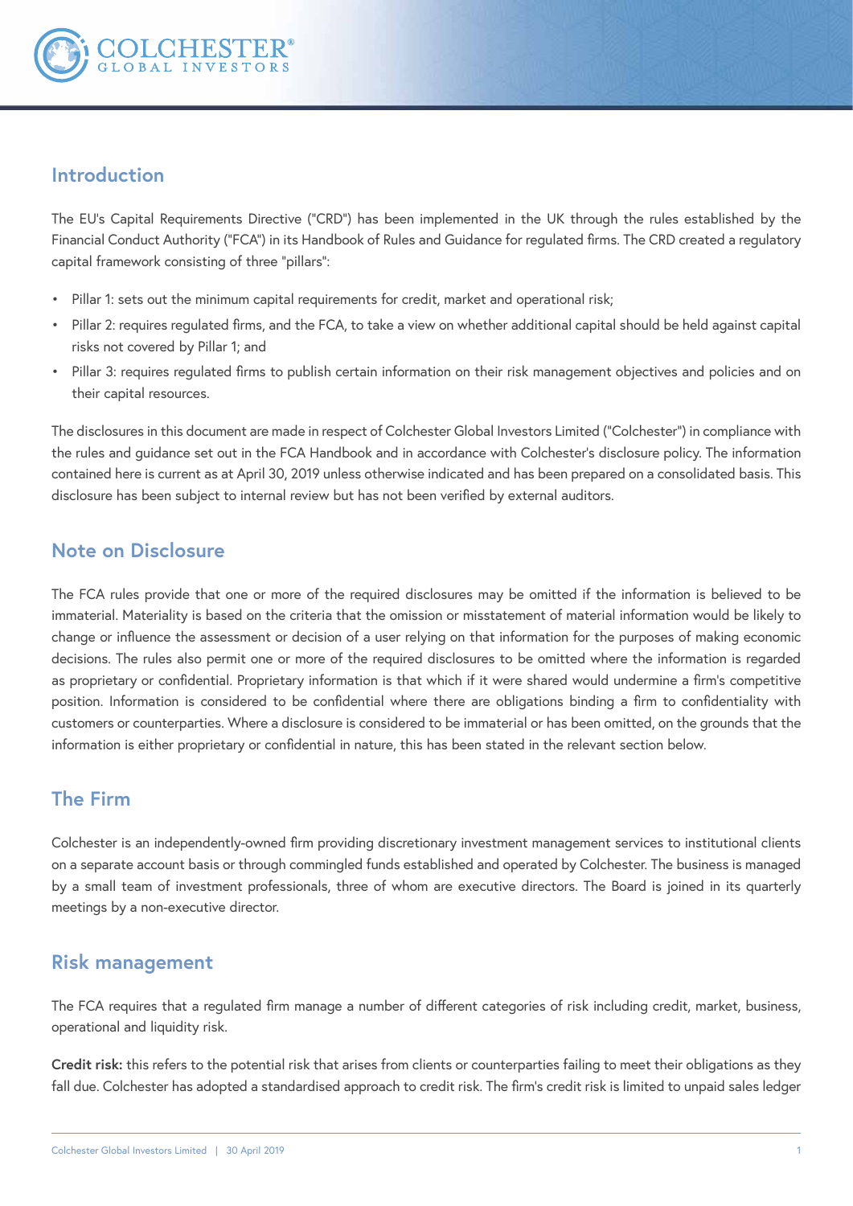## Introduction

The EU's Capital Requirements Directive ("CRD") has been implemented in the UK through the rules established by the Financial Conduct Authority ("FCA") in its Handbook of Rules and Guidance for regulated firms. The CRD created a regulatory capital framework consisting of three "pillars":

- Pillar 1: sets out the minimum capital requirements for credit, market and operational risk;
- Pillar 2: requires regulated firms, and the FCA, to take a view on whether additional capital should be held against capital risks not covered by Pillar 1; and
- Pillar 3: requires regulated firms to publish certain information on their risk management objectives and policies and on their capital resources.

The disclosures in this document are made in respect of Colchester Global Investors Limited ("Colchester") in compliance with the rules and guidance set out in the FCA Handbook and in accordance with Colchester's disclosure policy. The information contained here is current as at April 30, 2019 unless otherwise indicated and has been prepared on a consolidated basis. This disclosure has been subject to internal review but has not been verified by external auditors.

## Note on Disclosure

The FCA rules provide that one or more of the required disclosures may be omitted if the information is believed to be immaterial. Materiality is based on the criteria that the omission or misstatement of material information would be likely to change or influence the assessment or decision of a user relying on that information for the purposes of making economic decisions. The rules also permit one or more of the required disclosures to be omitted where the information is regarded as proprietary or confidential. Proprietary information is that which if it were shared would undermine a firm's competitive position. Information is considered to be confidential where there are obligations binding a firm to confidentiality with customers or counterparties. Where a disclosure is considered to be immaterial or has been omitted, on the grounds that the information is either proprietary or confidential in nature, this has been stated in the relevant section below.

## The Firm

Colchester is an independently-owned firm providing discretionary investment management services to institutional clients on a separate account basis or through commingled funds established and operated by Colchester. The business is managed by a small team of investment professionals, three of whom are executive directors. The Board is joined in its quarterly meetings by a non-executive director.

## Risk management

The FCA requires that a regulated firm manage a number of different categories of risk including credit, market, business, operational and liquidity risk.

**Credit risk:** this refers to the potential risk that arises from clients or counterparties failing to meet their obligations as they fall due. Colchester has adopted a standardised approach to credit risk. The firm's credit risk is limited to unpaid sales ledger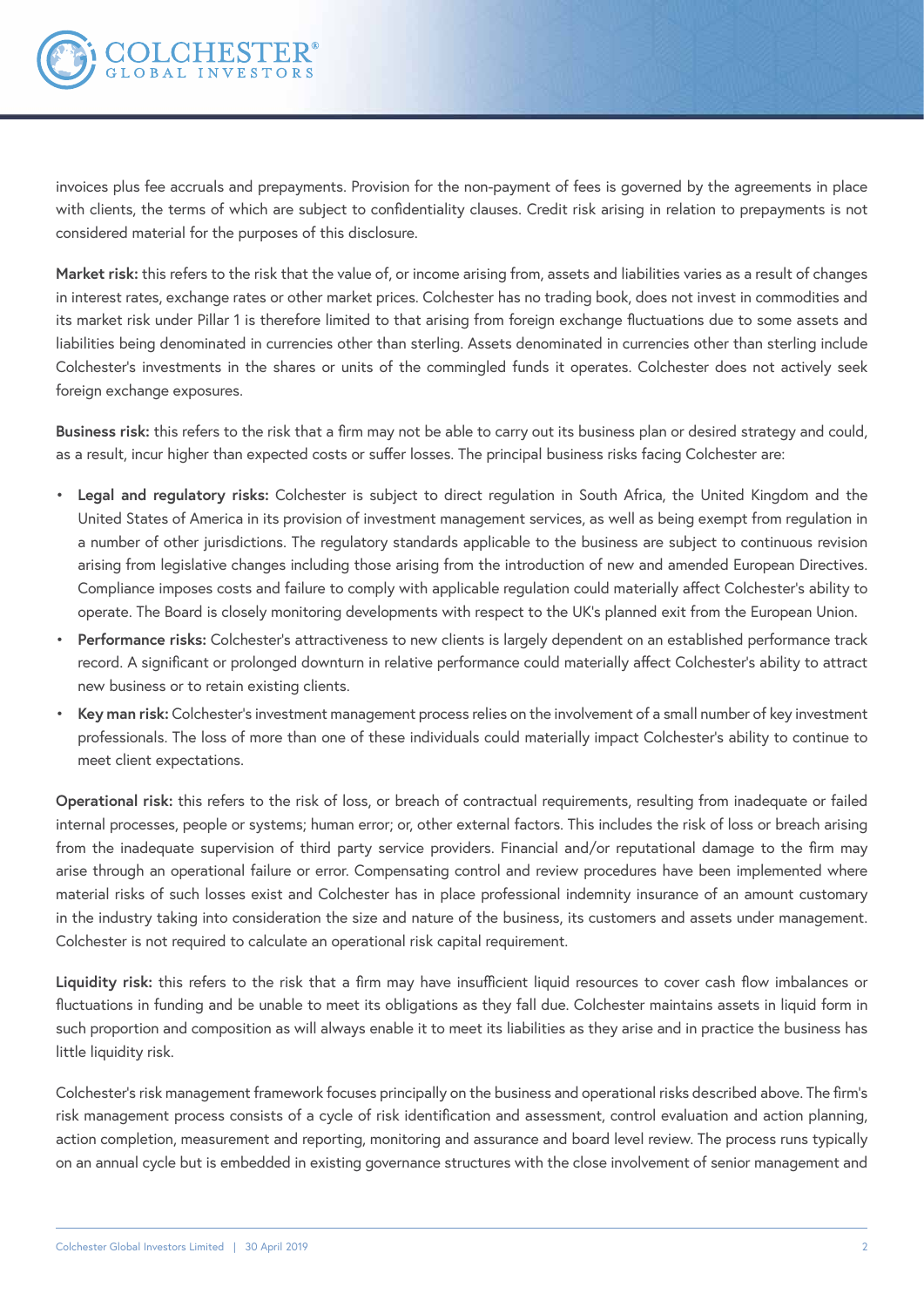invoices plus fee accruals and prepayments. Provision for the non-payment of fees is governed by the agreements in place with clients, the terms of which are subject to confidentiality clauses. Credit risk arising in relation to prepayments is not considered material for the purposes of this disclosure.

**Market risk:** this refers to the risk that the value of, or income arising from, assets and liabilities varies as a result of changes in interest rates, exchange rates or other market prices. Colchester has no trading book, does not invest in commodities and its market risk under Pillar 1 is therefore limited to that arising from foreign exchange fluctuations due to some assets and liabilities being denominated in currencies other than sterling. Assets denominated in currencies other than sterling include Colchester's investments in the shares or units of the commingled funds it operates. Colchester does not actively seek foreign exchange exposures.

**Business risk:** this refers to the risk that a firm may not be able to carry out its business plan or desired strategy and could, as a result, incur higher than expected costs or suffer losses. The principal business risks facing Colchester are:

- **Legal and regulatory risks:** Colchester is subject to direct regulation in South Africa, the United Kingdom and the United States of America in its provision of investment management services, as well as being exempt from regulation in a number of other jurisdictions. The regulatory standards applicable to the business are subject to continuous revision arising from legislative changes including those arising from the introduction of new and amended European Directives. Compliance imposes costs and failure to comply with applicable regulation could materially affect Colchester's ability to operate. The Board is closely monitoring developments with respect to the UK's planned exit from the European Union.
- **Performance risks:** Colchester's attractiveness to new clients is largely dependent on an established performance track record. A significant or prolonged downturn in relative performance could materially affect Colchester's ability to attract new business or to retain existing clients.
- **Key man risk:** Colchester's investment management process relies on the involvement of a small number of key investment professionals. The loss of more than one of these individuals could materially impact Colchester's ability to continue to meet client expectations.

**Operational risk:** this refers to the risk of loss, or breach of contractual requirements, resulting from inadequate or failed internal processes, people or systems; human error; or, other external factors. This includes the risk of loss or breach arising from the inadequate supervision of third party service providers. Financial and/or reputational damage to the firm may arise through an operational failure or error. Compensating control and review procedures have been implemented where material risks of such losses exist and Colchester has in place professional indemnity insurance of an amount customary in the industry taking into consideration the size and nature of the business, its customers and assets under management. Colchester is not required to calculate an operational risk capital requirement.

**Liquidity risk:** this refers to the risk that a firm may have insufficient liquid resources to cover cash flow imbalances or fluctuations in funding and be unable to meet its obligations as they fall due. Colchester maintains assets in liquid form in such proportion and composition as will always enable it to meet its liabilities as they arise and in practice the business has little liquidity risk.

Colchester's risk management framework focuses principally on the business and operational risks described above. The firm's risk management process consists of a cycle of risk identification and assessment, control evaluation and action planning, action completion, measurement and reporting, monitoring and assurance and board level review. The process runs typically on an annual cycle but is embedded in existing governance structures with the close involvement of senior management and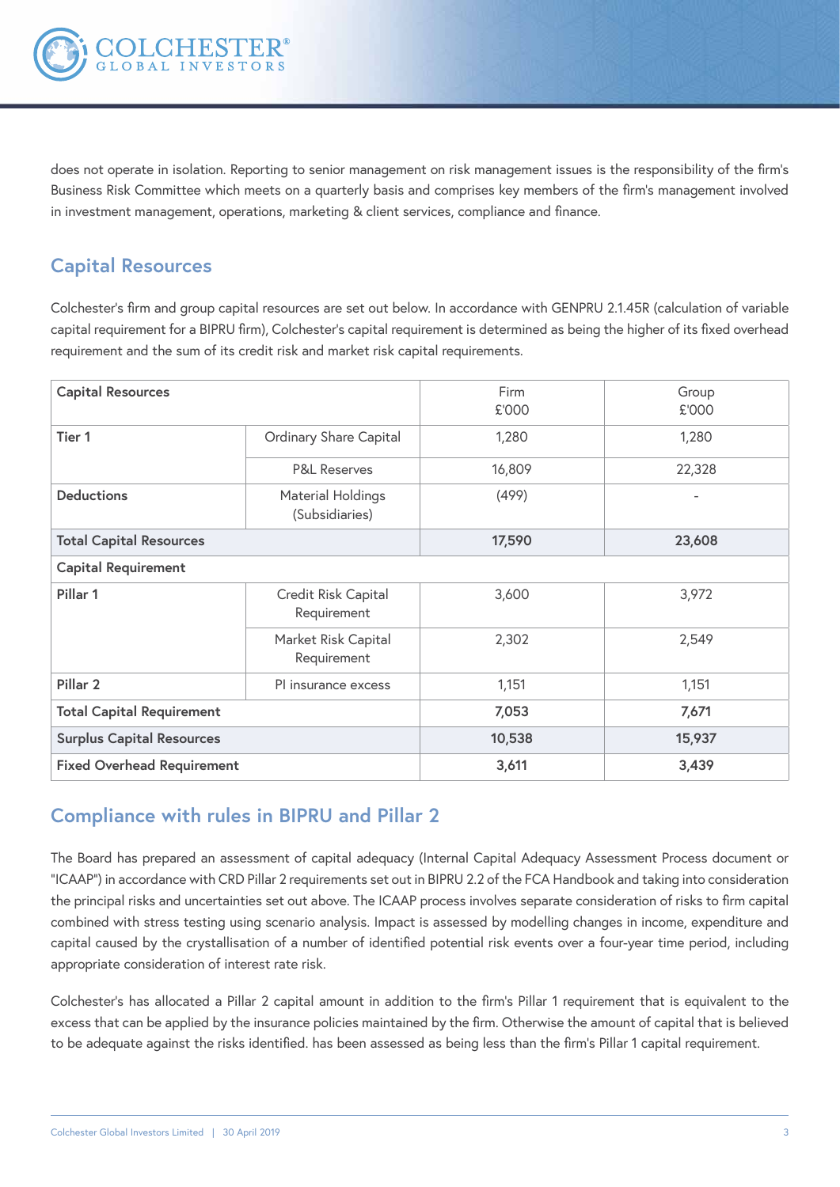does not operate in isolation. Reporting to senior management on risk management issues is the responsibility of the firm's Business Risk Committee which meets on a quarterly basis and comprises key members of the firm's management involved in investment management, operations, marketing & client services, compliance and finance.

## Capital Resources

Colchester's firm and group capital resources are set out below. In accordance with GENPRU 2.1.45R (calculation of variable capital requirement for a BIPRU firm), Colchester's capital requirement is determined as being the higher of its fixed overhead requirement and the sum of its credit risk and market risk capital requirements.

| **Capital Resources** | | Firm £'000 | Group £'000 |
|---|---|---|---|
| **Tier 1** | Ordinary Share Capital | 1,280 | 1,280 |
| | P&L Reserves | 16,809 | 22,328 |
| **Deductions** | Material Holdings (Subsidiaries) | (499) | - |
| **Total Capital Resources** | | **17,590** | **23,608** |
| **Capital Requirement** | | | |
| **Pillar 1** | Credit Risk Capital Requirement | 3,600 | 3,972 |
| | Market Risk Capital Requirement | 2,302 | 2,549 |
| **Pillar 2** | PI insurance excess | 1,151 | 1,151 |
| **Total Capital Requirement** | | **7,053** | **7,671** |
| **Surplus Capital Resources** | | **10,538** | **15,937** |
| **Fixed Overhead Requirement** | | **3,611** | **3,439** |

## Compliance with rules in BIPRU and Pillar 2

The Board has prepared an assessment of capital adequacy (Internal Capital Adequacy Assessment Process document or "ICAAP") in accordance with CRD Pillar 2 requirements set out in BIPRU 2.2 of the FCA Handbook and taking into consideration the principal risks and uncertainties set out above. The ICAAP process involves separate consideration of risks to firm capital combined with stress testing using scenario analysis. Impact is assessed by modelling changes in income, expenditure and capital caused by the crystallisation of a number of identified potential risk events over a four-year time period, including appropriate consideration of interest rate risk.

Colchester's has allocated a Pillar 2 capital amount in addition to the firm's Pillar 1 requirement that is equivalent to the excess that can be applied by the insurance policies maintained by the firm. Otherwise the amount of capital that is believed to be adequate against the risks identified. has been assessed as being less than the firm's Pillar 1 capital requirement.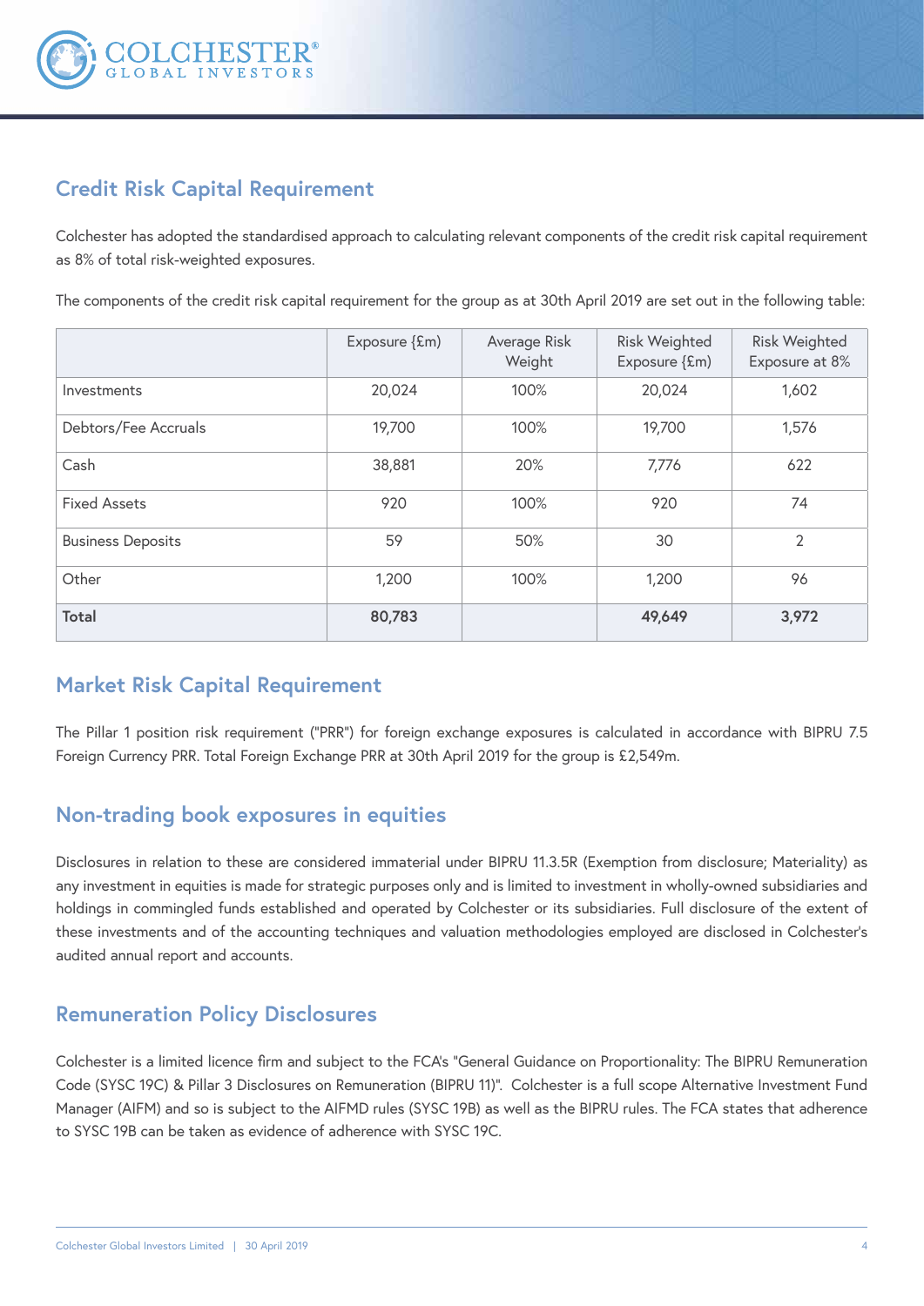## Credit Risk Capital Requirement

Colchester has adopted the standardised approach to calculating relevant components of the credit risk capital requirement as 8% of total risk-weighted exposures.

The components of the credit risk capital requirement for the group as at 30th April 2019 are set out in the following table:

| | Exposure (£m) | Average Risk Weight | Risk Weighted Exposure (£m) | Risk Weighted Exposure at 8% |
|---|---|---|---|---|
| Investments | 20,024 | 100% | 20,024 | 1,602 |
| Debtors/Fee Accruals | 19,700 | 100% | 19,700 | 1,576 |
| Cash | 38,881 | 20% | 7,776 | 622 |
| Fixed Assets | 920 | 100% | 920 | 74 |
| Business Deposits | 59 | 50% | 30 | 2 |
| Other | 1,200 | 100% | 1,200 | 96 |
| **Total** | **80,783** | | **49,649** | **3,972** |

## Market Risk Capital Requirement

The Pillar 1 position risk requirement ("PRR") for foreign exchange exposures is calculated in accordance with BIPRU 7.5 Foreign Currency PRR. Total Foreign Exchange PRR at 30th April 2019 for the group is £2,549m.

## Non-trading book exposures in equities

Disclosures in relation to these are considered immaterial under BIPRU 11.3.5R (Exemption from disclosure; Materiality) as any investment in equities is made for strategic purposes only and is limited to investment in wholly-owned subsidiaries and holdings in commingled funds established and operated by Colchester or its subsidiaries. Full disclosure of the extent of these investments and of the accounting techniques and valuation methodologies employed are disclosed in Colchester's audited annual report and accounts.

## Remuneration Policy Disclosures

Colchester is a limited licence firm and subject to the FCA's "General Guidance on Proportionality: The BIPRU Remuneration Code (SYSC 19C) & Pillar 3 Disclosures on Remuneration (BIPRU 11)". Colchester is a full scope Alternative Investment Fund Manager (AIFM) and so is subject to the AIFMD rules (SYSC 19B) as well as the BIPRU rules. The FCA states that adherence to SYSC 19B can be taken as evidence of adherence with SYSC 19C.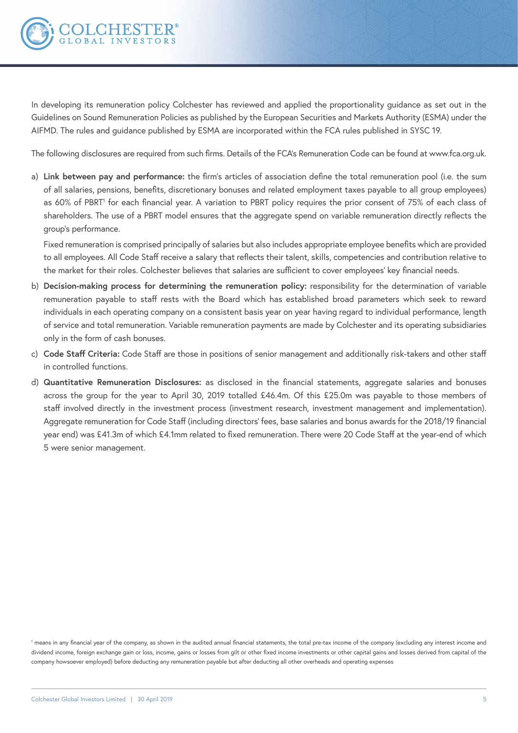In developing its remuneration policy Colchester has reviewed and applied the proportionality guidance as set out in the Guidelines on Sound Remuneration Policies as published by the European Securities and Markets Authority (ESMA) under the AIFMD. The rules and guidance published by ESMA are incorporated within the FCA rules published in SYSC 19.

The following disclosures are required from such firms. Details of the FCA's Remuneration Code can be found at www.fca.org.uk.

a) **Link between pay and performance:** the firm's articles of association define the total remuneration pool (i.e. the sum of all salaries, pensions, benefits, discretionary bonuses and related employment taxes payable to all group employees) as 60% of PBRT[1] for each financial year. A variation to PBRT policy requires the prior consent of 75% of each class of shareholders. The use of a PBRT model ensures that the aggregate spend on variable remuneration directly reflects the group's performance.

   Fixed remuneration is comprised principally of salaries but also includes appropriate employee benefits which are provided to all employees. All Code Staff receive a salary that reflects their talent, skills, competencies and contribution relative to the market for their roles. Colchester believes that salaries are sufficient to cover employees' key financial needs.

b) **Decision-making process for determining the remuneration policy:** responsibility for the determination of variable remuneration payable to staff rests with the Board which has established broad parameters which seek to reward individuals in each operating company on a consistent basis year on year having regard to individual performance, length of service and total remuneration. Variable remuneration payments are made by Colchester and its operating subsidiaries only in the form of cash bonuses.

c) **Code Staff Criteria:** Code Staff are those in positions of senior management and additionally risk-takers and other staff in controlled functions.

d) **Quantitative Remuneration Disclosures:** as disclosed in the financial statements, aggregate salaries and bonuses across the group for the year to April 30, 2019 totalled £46.4m. Of this £25.0m was payable to those members of staff involved directly in the investment process (investment research, investment management and implementation). Aggregate remuneration for Code Staff (including directors' fees, base salaries and bonus awards for the 2018/19 financial year end) was £41.3m of which £4.1mm related to fixed remuneration. There were 20 Code Staff at the year-end of which 5 were senior management.

[1] means in any financial year of the company, as shown in the audited annual financial statements, the total pre-tax income of the company (excluding any interest income and dividend income, foreign exchange gain or loss, income, gains or losses from gilt or other fixed income investments or other capital gains and losses derived from capital of the company howsoever employed) before deducting any remuneration payable but after deducting all other overheads and operating expenses